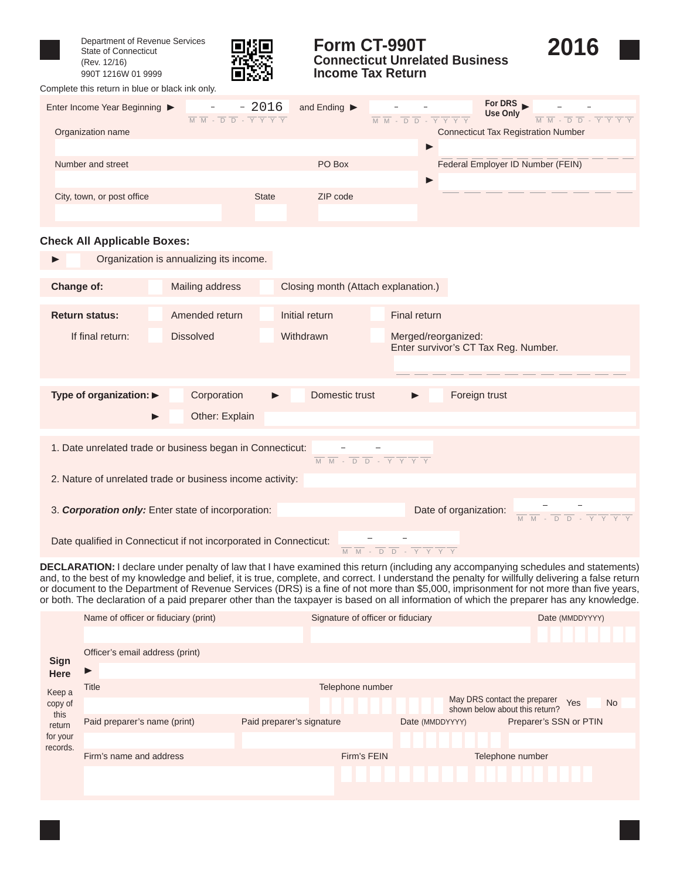Department of Revenue Services
State of Connecticut
(Rev. 12/16)
990T 1216W 01 9999

# Form CT-990T
## Connecticut Unrelated Business Income Tax Return

# 2016

Complete this return in blue or black ink only.

Enter Income Year Beginning ► \_\_ - \_\_ - 2016 (MM-DD-YYYY) and Ending ► \_\_ - \_\_ - \_\_\_\_ (MM-DD-YYYY) For DRS Use Only ► \_\_ - \_\_ - \_\_\_\_ (MM-DD-YYYY)

| | |
|---|---|
| Organization name | ► Connecticut Tax Registration Number |
| Number and street / PO Box | ► Federal Employer ID Number (FEIN) |
| City, town, or post office / State / ZIP code | |

**Check All Applicable Boxes:**

► ☐ Organization is annualizing its income.

**Change of:** ☐ Mailing address ☐ Closing month (Attach explanation.)

**Return status:** ☐ Amended return ☐ Initial return ☐ Final return

If final return: ☐ Dissolved ☐ Withdrawn ☐ Merged/reorganized: Enter survivor's CT Tax Reg. Number.

**Type of organization:** ► ☐ Corporation ► ☐ Domestic trust ► ☐ Foreign trust

► ☐ Other: Explain

1. Date unrelated trade or business began in Connecticut: \_\_ - \_\_ - \_\_\_\_ (MM-DD-YYYY)

2. Nature of unrelated trade or business income activity:

3. ***Corporation only:*** Enter state of incorporation: Date of organization: \_\_ - \_\_ - \_\_\_\_ (MM-DD-YYYY)

Date qualified in Connecticut if not incorporated in Connecticut: \_\_ - \_\_ - \_\_\_\_ (MM-DD-YYYY)

**DECLARATION:** I declare under penalty of law that I have examined this return (including any accompanying schedules and statements) and, to the best of my knowledge and belief, it is true, complete, and correct. I understand the penalty for willfully delivering a false return or document to the Department of Revenue Services (DRS) is a fine of not more than $5,000, imprisonment for not more than five years, or both. The declaration of a paid preparer other than the taxpayer is based on all information of which the preparer has any knowledge.

**Sign Here**

Keep a copy of this return for your records.

| | | |
|---|---|---|
| Name of officer or fiduciary (print) | Signature of officer or fiduciary | Date (MMDDYYYY) |
| Officer's email address (print) ► | | |
| Title | Telephone number | May DRS contact the preparer shown below about this return? Yes ☐ No ☐ |
| Paid preparer's name (print) | Paid preparer's signature | Date (MMDDYYYY) / Preparer's SSN or PTIN |
| Firm's name and address | Firm's FEIN | Telephone number |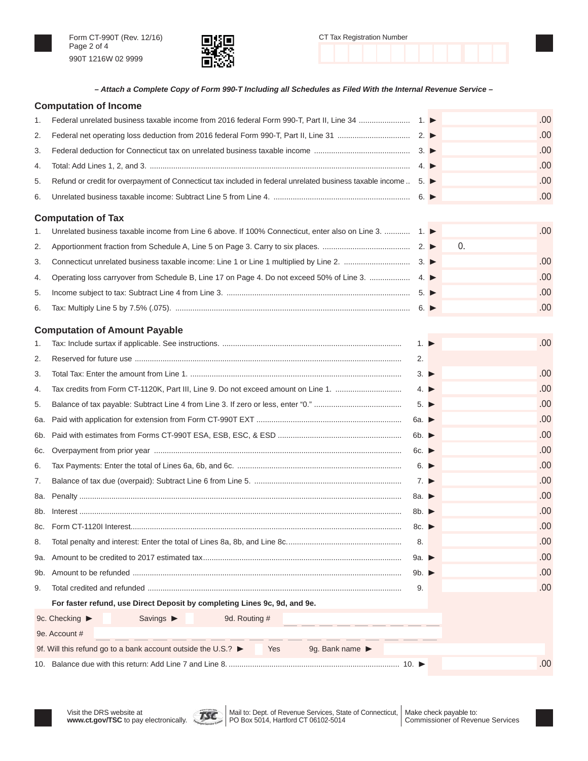Form CT-990T (Rev. 12/16)
990T 1216W 02 9999

CT Tax Registration Number

***– Attach a Complete Copy of Form 990-T Including all Schedules as Filed With the Internal Revenue Service –***

## Computation of Income

| | | | |
|---|---|---|---|
| 1. | Federal unrelated business taxable income from 2016 federal Form 990-T, Part II, Line 34 | 1. ► | .00 |
| 2. | Federal net operating loss deduction from 2016 federal Form 990-T, Part II, Line 31 | 2. ► | .00 |
| 3. | Federal deduction for Connecticut tax on unrelated business taxable income | 3. ► | .00 |
| 4. | Total: Add Lines 1, 2, and 3. | 4. ► | .00 |
| 5. | Refund or credit for overpayment of Connecticut tax included in federal unrelated business taxable income | 5. ► | .00 |
| 6. | Unrelated business taxable income: Subtract Line 5 from Line 4. | 6. ► | .00 |

## Computation of Tax

| | | | |
|---|---|---|---|
| 1. | Unrelated business taxable income from Line 6 above. If 100% Connecticut, enter also on Line 3. | 1. ► | .00 |
| 2. | Apportionment fraction from Schedule A, Line 5 on Page 3. Carry to six places. | 2. ► | 0. |
| 3. | Connecticut unrelated business taxable income: Line 1 or Line 1 multiplied by Line 2. | 3. ► | .00 |
| 4. | Operating loss carryover from Schedule B, Line 17 on Page 4. Do not exceed 50% of Line 3. | 4. ► | .00 |
| 5. | Income subject to tax: Subtract Line 4 from Line 3. | 5. ► | .00 |
| 6. | Tax: Multiply Line 5 by 7.5% (.075). | 6. ► | .00 |

## Computation of Amount Payable

| | | | |
|---|---|---|---|
| 1. | Tax: Include surtax if applicable. See instructions. | 1. ► | .00 |
| 2. | Reserved for future use | 2. | |
| 3. | Total Tax: Enter the amount from Line 1. | 3. ► | .00 |
| 4. | Tax credits from Form CT-1120K, Part III, Line 9. Do not exceed amount on Line 1. | 4. ► | .00 |
| 5. | Balance of tax payable: Subtract Line 4 from Line 3. If zero or less, enter "0." | 5. ► | .00 |
| 6a. | Paid with application for extension from Form CT-990T EXT | 6a. ► | .00 |
| 6b. | Paid with estimates from Forms CT-990T ESA, ESB, ESC, & ESD | 6b. ► | .00 |
| 6c. | Overpayment from prior year | 6c. ► | .00 |
| 6. | Tax Payments: Enter the total of Lines 6a, 6b, and 6c. | 6. ► | .00 |
| 7. | Balance of tax due (overpaid): Subtract Line 6 from Line 5. | 7. ► | .00 |
| 8a. | Penalty | 8a. ► | .00 |
| 8b. | Interest | 8b. ► | .00 |
| 8c. | Form CT-1120I Interest | 8c. ► | .00 |
| 8. | Total penalty and interest: Enter the total of Lines 8a, 8b, and Line 8c. | 8. | .00 |
| 9a. | Amount to be credited to 2017 estimated tax | 9a. ► | .00 |
| 9b. | Amount to be refunded | 9b. ► | .00 |
| 9. | Total credited and refunded | 9. | .00 |

**For faster refund, use Direct Deposit by completing Lines 9c, 9d, and 9e.**

9c. Checking ► ☐ Savings ► ☐ 9d. Routing # ____

9e. Account # ____

9f. Will this refund go to a bank account outside the U.S.? ► ☐ Yes 9g. Bank name ►

| | | | |
|---|---|---|---|
| 10. | Balance due with this return: Add Line 7 and Line 8. | 10. ► | .00 |

Visit the DRS website at **www.ct.gov/TSC** to pay electronically.

Mail to: Dept. of Revenue Services, State of Connecticut, PO Box 5014, Hartford CT 06102-5014

Make check payable to: Commissioner of Revenue Services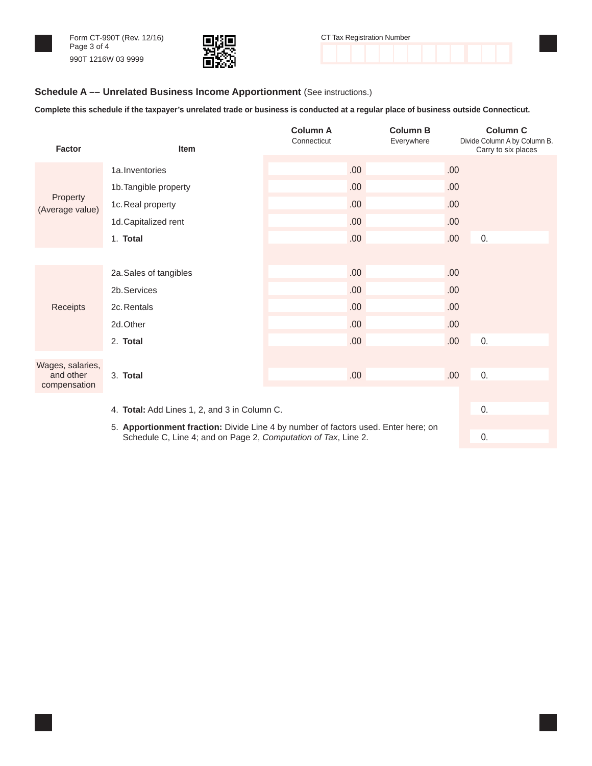Form CT-990T (Rev. 12/16)
Page 3 of 4
990T 1216W 03 9999

CT Tax Registration Number

## Schedule A –– Unrelated Business Income Apportionment (See instructions.)

**Complete this schedule if the taxpayer's unrelated trade or business is conducted at a regular place of business outside Connecticut.**

| Factor | Item | Column A Connecticut | Column B Everywhere | Column C Divide Column A by Column B. Carry to six places |
|---|---|---|---|---|
| Property (Average value) | 1a. Inventories | .00 | .00 | |
| | 1b. Tangible property | .00 | .00 | |
| | 1c. Real property | .00 | .00 | |
| | 1d. Capitalized rent | .00 | .00 | |
| | 1. **Total** | .00 | .00 | 0. |
| Receipts | 2a. Sales of tangibles | .00 | .00 | |
| | 2b. Services | .00 | .00 | |
| | 2c. Rentals | .00 | .00 | |
| | 2d. Other | .00 | .00 | |
| | 2. **Total** | .00 | .00 | 0. |
| Wages, salaries, and other compensation | 3. **Total** | .00 | .00 | 0. |
| | 4. **Total:** Add Lines 1, 2, and 3 in Column C. | | | 0. |
| | 5. **Apportionment fraction:** Divide Line 4 by number of factors used. Enter here; on Schedule C, Line 4; and on Page 2, *Computation of Tax*, Line 2. | | | 0. |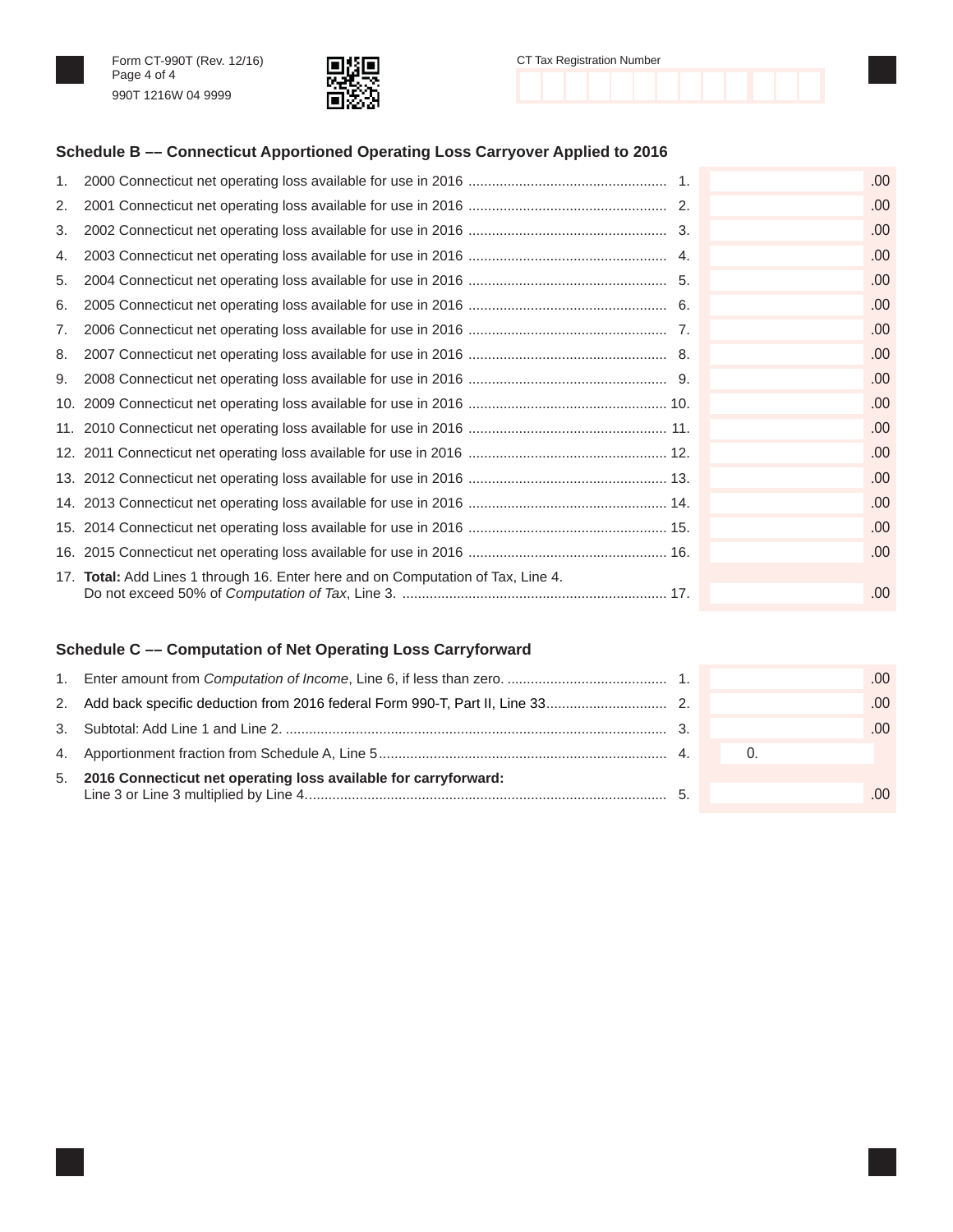Form CT-990T (Rev. 12/16)

990T 1216W 04 9999

CT Tax Registration Number

## Schedule B –– Connecticut Apportioned Operating Loss Carryover Applied to 2016

| | | | |
|---|---|---|---|
| 1. | 2000 Connecticut net operating loss available for use in 2016 | 1. | .00 |
| 2. | 2001 Connecticut net operating loss available for use in 2016 | 2. | .00 |
| 3. | 2002 Connecticut net operating loss available for use in 2016 | 3. | .00 |
| 4. | 2003 Connecticut net operating loss available for use in 2016 | 4. | .00 |
| 5. | 2004 Connecticut net operating loss available for use in 2016 | 5. | .00 |
| 6. | 2005 Connecticut net operating loss available for use in 2016 | 6. | .00 |
| 7. | 2006 Connecticut net operating loss available for use in 2016 | 7. | .00 |
| 8. | 2007 Connecticut net operating loss available for use in 2016 | 8. | .00 |
| 9. | 2008 Connecticut net operating loss available for use in 2016 | 9. | .00 |
| 10. | 2009 Connecticut net operating loss available for use in 2016 | 10. | .00 |
| 11. | 2010 Connecticut net operating loss available for use in 2016 | 11. | .00 |
| 12. | 2011 Connecticut net operating loss available for use in 2016 | 12. | .00 |
| 13. | 2012 Connecticut net operating loss available for use in 2016 | 13. | .00 |
| 14. | 2013 Connecticut net operating loss available for use in 2016 | 14. | .00 |
| 15. | 2014 Connecticut net operating loss available for use in 2016 | 15. | .00 |
| 16. | 2015 Connecticut net operating loss available for use in 2016 | 16. | .00 |
| 17. | **Total:** Add Lines 1 through 16. Enter here and on Computation of Tax, Line 4. Do not exceed 50% of *Computation of Tax*, Line 3. | 17. | .00 |

## Schedule C –– Computation of Net Operating Loss Carryforward

| | | | |
|---|---|---|---|
| 1. | Enter amount from *Computation of Income*, Line 6, if less than zero. | 1. | .00 |
| 2. | Add back specific deduction from 2016 federal Form 990-T, Part II, Line 33 | 2. | .00 |
| 3. | Subtotal: Add Line 1 and Line 2. | 3. | .00 |
| 4. | Apportionment fraction from Schedule A, Line 5 | 4. | 0. |
| 5. | **2016 Connecticut net operating loss available for carryforward:** Line 3 or Line 3 multiplied by Line 4. | 5. | .00 |